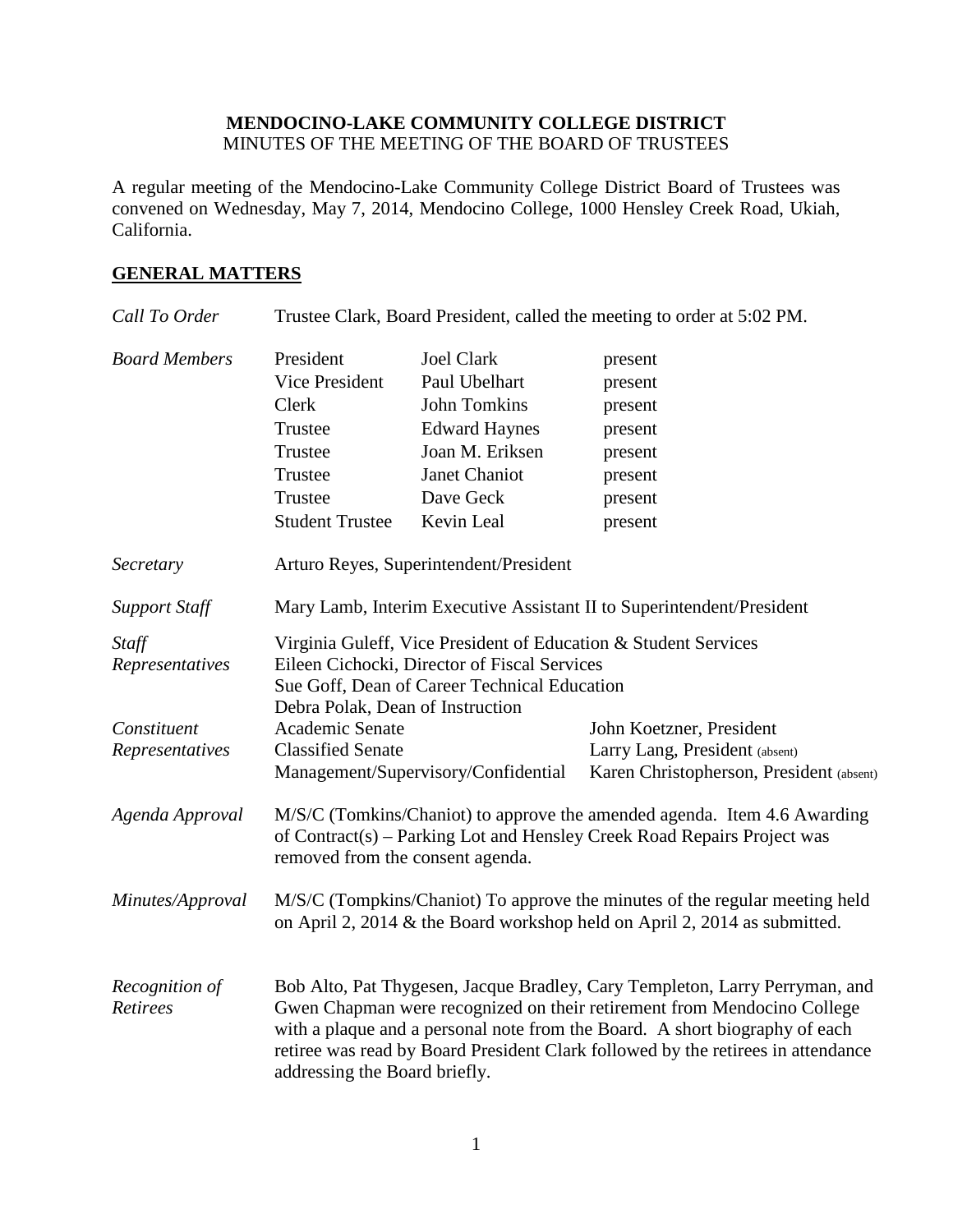**MENDOCINO-LAKE COMMUNITY COLLEGE DISTRICT**
MINUTES OF THE MEETING OF THE BOARD OF TRUSTEES

A regular meeting of the Mendocino-Lake Community College District Board of Trustees was convened on Wednesday, May 7, 2014, Mendocino College, 1000 Hensley Creek Road, Ukiah, California.

## GENERAL MATTERS

*Call To Order* — Trustee Clark, Board President, called the meeting to order at 5:02 PM.

*Board Members*

| | | |
|---|---|---|
| President | Joel Clark | present |
| Vice President | Paul Ubelhart | present |
| Clerk | John Tomkins | present |
| Trustee | Edward Haynes | present |
| Trustee | Joan M. Eriksen | present |
| Trustee | Janet Chaniot | present |
| Trustee | Dave Geck | present |
| Student Trustee | Kevin Leal | present |

*Secretary* — Arturo Reyes, Superintendent/President

*Support Staff* — Mary Lamb, Interim Executive Assistant II to Superintendent/President

*Staff Representatives*
Virginia Guleff, Vice President of Education & Student Services
Eileen Cichocki, Director of Fiscal Services
Sue Goff, Dean of Career Technical Education
Debra Polak, Dean of Instruction

*Constituent Representatives*

| | |
|---|---|
| Academic Senate | John Koetzner, President |
| Classified Senate | Larry Lang, President (absent) |
| Management/Supervisory/Confidential | Karen Christopherson, President (absent) |

*Agenda Approval* — M/S/C (Tomkins/Chaniot) to approve the amended agenda. Item 4.6 Awarding of Contract(s) – Parking Lot and Hensley Creek Road Repairs Project was removed from the consent agenda.

*Minutes/Approval* — M/S/C (Tompkins/Chaniot) To approve the minutes of the regular meeting held on April 2, 2014 & the Board workshop held on April 2, 2014 as submitted.

*Recognition of Retirees* — Bob Alto, Pat Thygesen, Jacque Bradley, Cary Templeton, Larry Perryman, and Gwen Chapman were recognized on their retirement from Mendocino College with a plaque and a personal note from the Board. A short biography of each retiree was read by Board President Clark followed by the retirees in attendance addressing the Board briefly.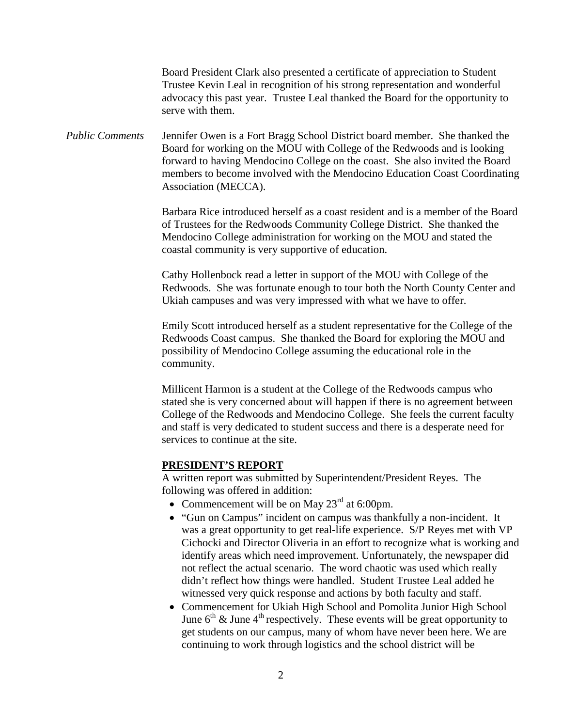Board President Clark also presented a certificate of appreciation to Student Trustee Kevin Leal in recognition of his strong representation and wonderful advocacy this past year. Trustee Leal thanked the Board for the opportunity to serve with them.

*Public Comments*

Jennifer Owen is a Fort Bragg School District board member. She thanked the Board for working on the MOU with College of the Redwoods and is looking forward to having Mendocino College on the coast. She also invited the Board members to become involved with the Mendocino Education Coast Coordinating Association (MECCA).

Barbara Rice introduced herself as a coast resident and is a member of the Board of Trustees for the Redwoods Community College District. She thanked the Mendocino College administration for working on the MOU and stated the coastal community is very supportive of education.

Cathy Hollenbock read a letter in support of the MOU with College of the Redwoods. She was fortunate enough to tour both the North County Center and Ukiah campuses and was very impressed with what we have to offer.

Emily Scott introduced herself as a student representative for the College of the Redwoods Coast campus. She thanked the Board for exploring the MOU and possibility of Mendocino College assuming the educational role in the community.

Millicent Harmon is a student at the College of the Redwoods campus who stated she is very concerned about will happen if there is no agreement between College of the Redwoods and Mendocino College. She feels the current faculty and staff is very dedicated to student success and there is a desperate need for services to continue at the site.

## PRESIDENT'S REPORT

A written report was submitted by Superintendent/President Reyes. The following was offered in addition:

- Commencement will be on May 23rd at 6:00pm.
- "Gun on Campus" incident on campus was thankfully a non-incident. It was a great opportunity to get real-life experience. S/P Reyes met with VP Cichocki and Director Oliveria in an effort to recognize what is working and identify areas which need improvement. Unfortunately, the newspaper did not reflect the actual scenario. The word chaotic was used which really didn't reflect how things were handled. Student Trustee Leal added he witnessed very quick response and actions by both faculty and staff.
- Commencement for Ukiah High School and Pomolita Junior High School June 6th & June 4th respectively. These events will be great opportunity to get students on our campus, many of whom have never been here. We are continuing to work through logistics and the school district will be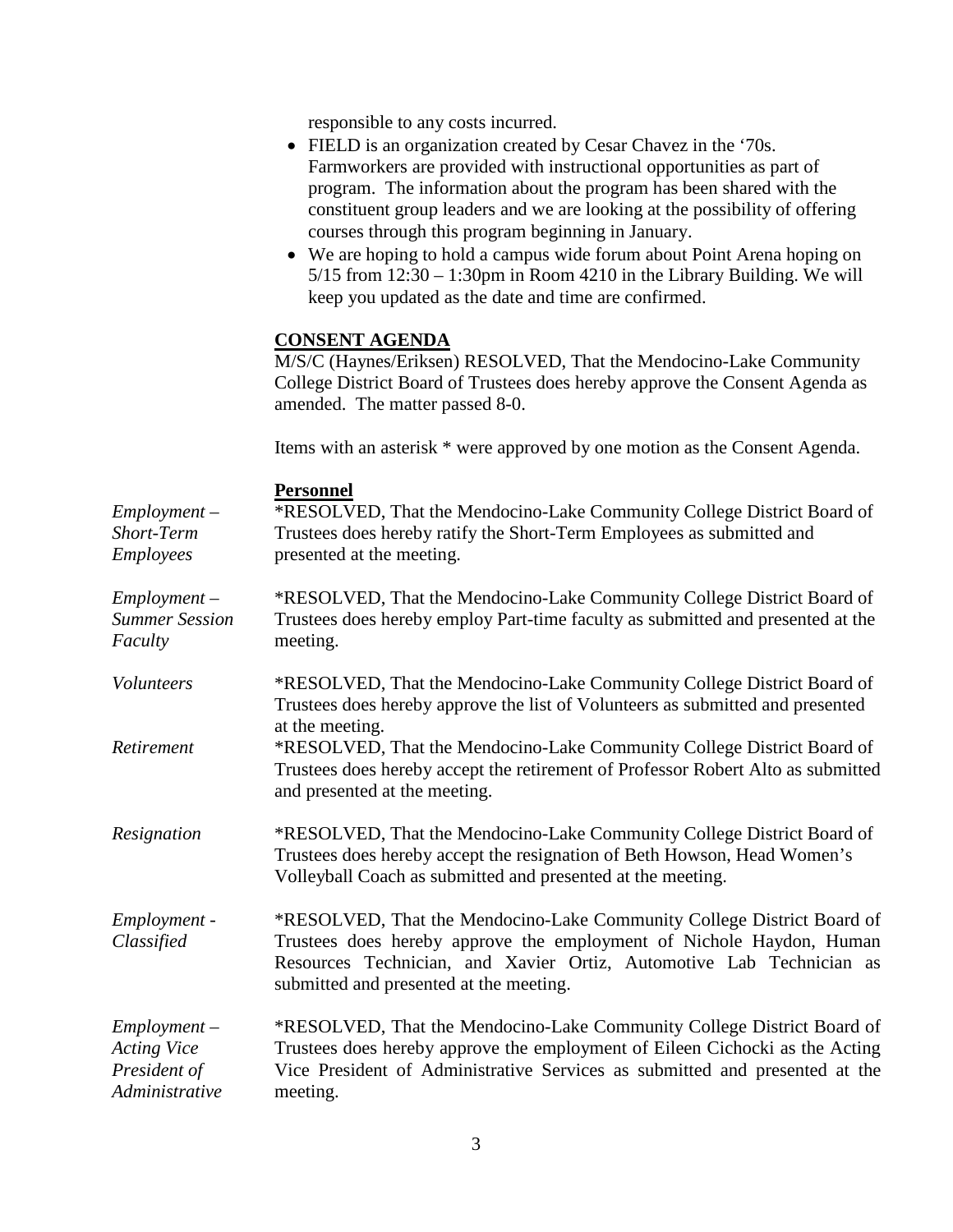responsible to any costs incurred.

- FIELD is an organization created by Cesar Chavez in the '70s. Farmworkers are provided with instructional opportunities as part of program. The information about the program has been shared with the constituent group leaders and we are looking at the possibility of offering courses through this program beginning in January.
- We are hoping to hold a campus wide forum about Point Arena hoping on 5/15 from 12:30 – 1:30pm in Room 4210 in the Library Building. We will keep you updated as the date and time are confirmed.

**CONSENT AGENDA**

M/S/C (Haynes/Eriksen) RESOLVED, That the Mendocino-Lake Community College District Board of Trustees does hereby approve the Consent Agenda as amended. The matter passed 8-0.

Items with an asterisk * were approved by one motion as the Consent Agenda.

**Personnel**

*Employment – Short-Term Employees*

*RESOLVED, That the Mendocino-Lake Community College District Board of Trustees does hereby ratify the Short-Term Employees as submitted and presented at the meeting.

*Employment – Summer Session Faculty*

*RESOLVED, That the Mendocino-Lake Community College District Board of Trustees does hereby employ Part-time faculty as submitted and presented at the meeting.

*Volunteers*

*RESOLVED, That the Mendocino-Lake Community College District Board of Trustees does hereby approve the list of Volunteers as submitted and presented at the meeting.

*Retirement*

*RESOLVED, That the Mendocino-Lake Community College District Board of Trustees does hereby accept the retirement of Professor Robert Alto as submitted and presented at the meeting.

*Resignation*

*RESOLVED, That the Mendocino-Lake Community College District Board of Trustees does hereby accept the resignation of Beth Howson, Head Women's Volleyball Coach as submitted and presented at the meeting.

*Employment - Classified*

*RESOLVED, That the Mendocino-Lake Community College District Board of Trustees does hereby approve the employment of Nichole Haydon, Human Resources Technician, and Xavier Ortiz, Automotive Lab Technician as submitted and presented at the meeting.

*Employment – Acting Vice President of Administrative*

*RESOLVED, That the Mendocino-Lake Community College District Board of Trustees does hereby approve the employment of Eileen Cichocki as the Acting Vice President of Administrative Services as submitted and presented at the meeting.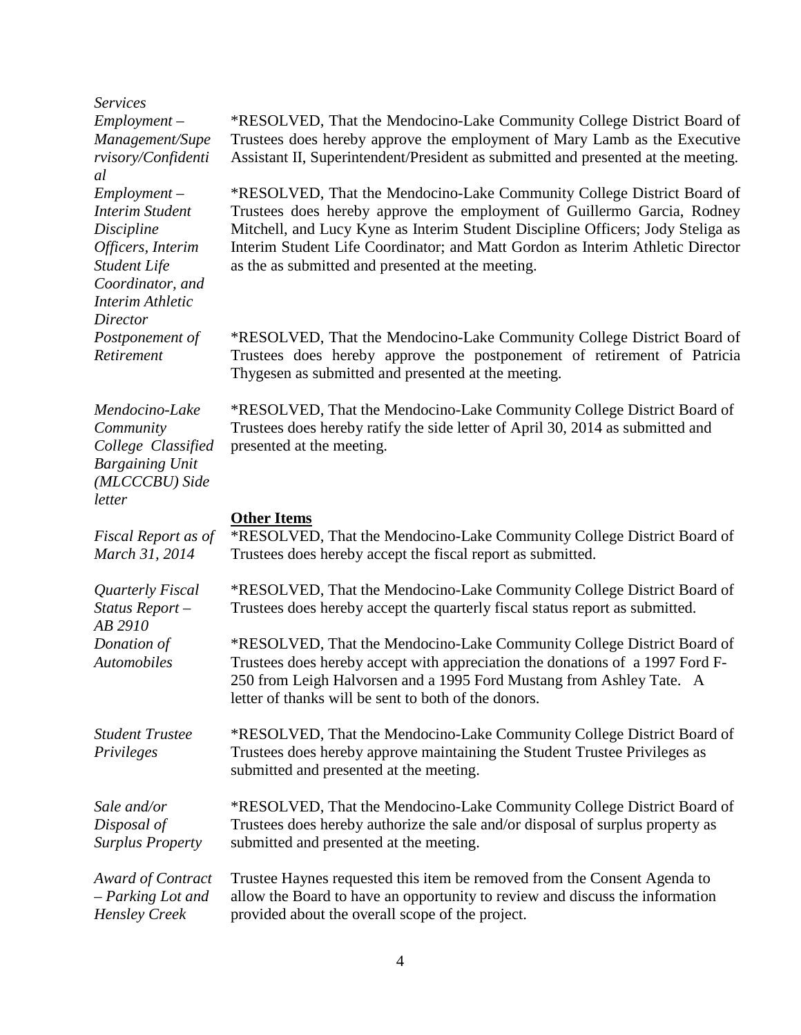*Services*

*Employment – Management/Supervisory/Confidential*

*RESOLVED, That the Mendocino-Lake Community College District Board of Trustees does hereby approve the employment of Mary Lamb as the Executive Assistant II, Superintendent/President as submitted and presented at the meeting.

*Employment – Interim Student Discipline Officers, Interim Student Life Coordinator, and Interim Athletic Director*

*RESOLVED, That the Mendocino-Lake Community College District Board of Trustees does hereby approve the employment of Guillermo Garcia, Rodney Mitchell, and Lucy Kyne as Interim Student Discipline Officers; Jody Steliga as Interim Student Life Coordinator; and Matt Gordon as Interim Athletic Director as the as submitted and presented at the meeting.

*Postponement of Retirement*

*RESOLVED, That the Mendocino-Lake Community College District Board of Trustees does hereby approve the postponement of retirement of Patricia Thygesen as submitted and presented at the meeting.

*Mendocino-Lake Community College Classified Bargaining Unit (MLCCCBU) Side letter*

*RESOLVED, That the Mendocino-Lake Community College District Board of Trustees does hereby ratify the side letter of April 30, 2014 as submitted and presented at the meeting.

**Other Items**

*Fiscal Report as of March 31, 2014*

*RESOLVED, That the Mendocino-Lake Community College District Board of Trustees does hereby accept the fiscal report as submitted.

*Quarterly Fiscal Status Report – AB 2910*

*RESOLVED, That the Mendocino-Lake Community College District Board of Trustees does hereby accept the quarterly fiscal status report as submitted.

*Donation of Automobiles*

*RESOLVED, That the Mendocino-Lake Community College District Board of Trustees does hereby accept with appreciation the donations of a 1997 Ford F-250 from Leigh Halvorsen and a 1995 Ford Mustang from Ashley Tate. A letter of thanks will be sent to both of the donors.

*Student Trustee Privileges*

*RESOLVED, That the Mendocino-Lake Community College District Board of Trustees does hereby approve maintaining the Student Trustee Privileges as submitted and presented at the meeting.

*Sale and/or Disposal of Surplus Property*

*RESOLVED, That the Mendocino-Lake Community College District Board of Trustees does hereby authorize the sale and/or disposal of surplus property as submitted and presented at the meeting.

*Award of Contract – Parking Lot and Hensley Creek*

Trustee Haynes requested this item be removed from the Consent Agenda to allow the Board to have an opportunity to review and discuss the information provided about the overall scope of the project.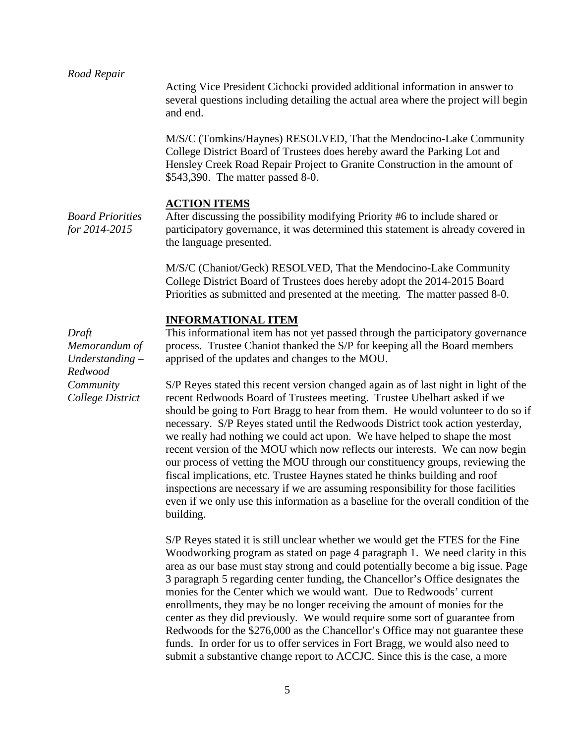*Road Repair*

Acting Vice President Cichocki provided additional information in answer to several questions including detailing the actual area where the project will begin and end.

M/S/C (Tomkins/Haynes) RESOLVED, That the Mendocino-Lake Community College District Board of Trustees does hereby award the Parking Lot and Hensley Creek Road Repair Project to Granite Construction in the amount of $543,390. The matter passed 8-0.

**ACTION ITEMS**

*Board Priorities for 2014-2015*

After discussing the possibility modifying Priority #6 to include shared or participatory governance, it was determined this statement is already covered in the language presented.

M/S/C (Chaniot/Geck) RESOLVED, That the Mendocino-Lake Community College District Board of Trustees does hereby adopt the 2014-2015 Board Priorities as submitted and presented at the meeting. The matter passed 8-0.

**INFORMATIONAL ITEM**

*Draft Memorandum of Understanding – Redwood Community College District*

This informational item has not yet passed through the participatory governance process. Trustee Chaniot thanked the S/P for keeping all the Board members apprised of the updates and changes to the MOU.

S/P Reyes stated this recent version changed again as of last night in light of the recent Redwoods Board of Trustees meeting. Trustee Ubelhart asked if we should be going to Fort Bragg to hear from them. He would volunteer to do so if necessary. S/P Reyes stated until the Redwoods District took action yesterday, we really had nothing we could act upon. We have helped to shape the most recent version of the MOU which now reflects our interests. We can now begin our process of vetting the MOU through our constituency groups, reviewing the fiscal implications, etc. Trustee Haynes stated he thinks building and roof inspections are necessary if we are assuming responsibility for those facilities even if we only use this information as a baseline for the overall condition of the building.

S/P Reyes stated it is still unclear whether we would get the FTES for the Fine Woodworking program as stated on page 4 paragraph 1. We need clarity in this area as our base must stay strong and could potentially become a big issue. Page 3 paragraph 5 regarding center funding, the Chancellor's Office designates the monies for the Center which we would want. Due to Redwoods' current enrollments, they may be no longer receiving the amount of monies for the center as they did previously. We would require some sort of guarantee from Redwoods for the $276,000 as the Chancellor's Office may not guarantee these funds. In order for us to offer services in Fort Bragg, we would also need to submit a substantive change report to ACCJC. Since this is the case, a more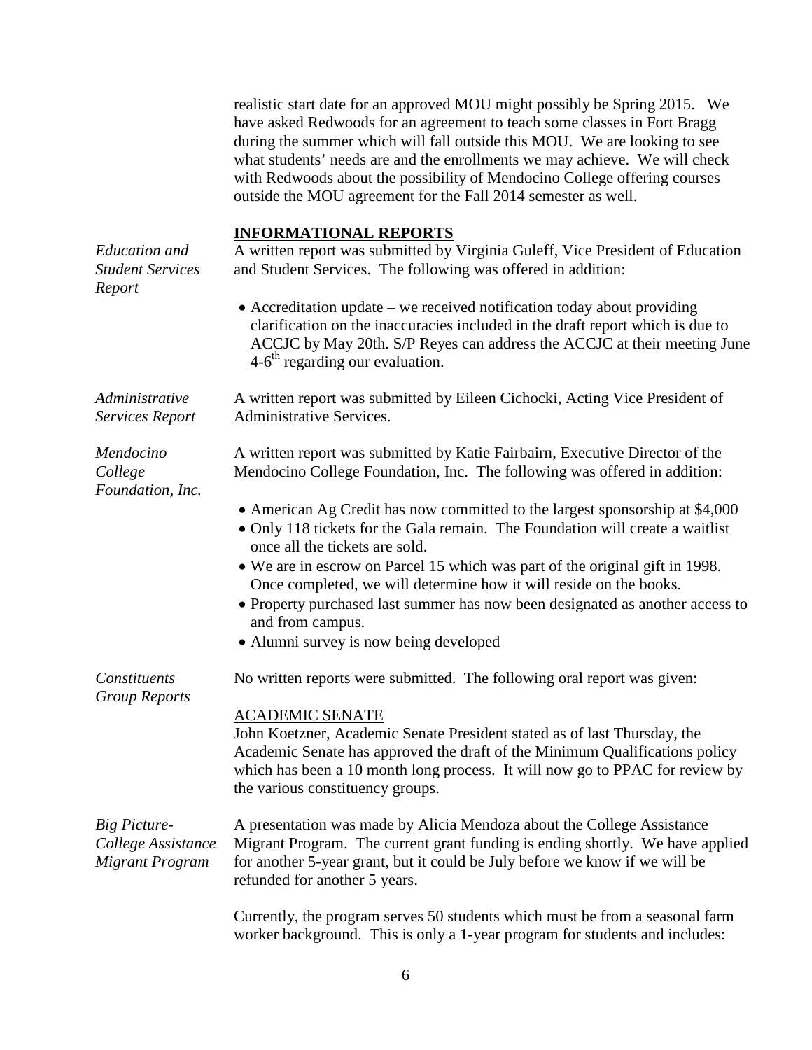realistic start date for an approved MOU might possibly be Spring 2015. We have asked Redwoods for an agreement to teach some classes in Fort Bragg during the summer which will fall outside this MOU. We are looking to see what students' needs are and the enrollments we may achieve. We will check with Redwoods about the possibility of Mendocino College offering courses outside the MOU agreement for the Fall 2014 semester as well.

## INFORMATIONAL REPORTS

*Education and Student Services Report*

A written report was submitted by Virginia Guleff, Vice President of Education and Student Services. The following was offered in addition:

- Accreditation update – we received notification today about providing clarification on the inaccuracies included in the draft report which is due to ACCJC by May 20th. S/P Reyes can address the ACCJC at their meeting June 4-6th regarding our evaluation.

*Administrative Services Report*

A written report was submitted by Eileen Cichocki, Acting Vice President of Administrative Services.

*Mendocino College Foundation, Inc.*

A written report was submitted by Katie Fairbairn, Executive Director of the Mendocino College Foundation, Inc. The following was offered in addition:

- American Ag Credit has now committed to the largest sponsorship at $4,000
- Only 118 tickets for the Gala remain. The Foundation will create a waitlist once all the tickets are sold.
- We are in escrow on Parcel 15 which was part of the original gift in 1998. Once completed, we will determine how it will reside on the books.
- Property purchased last summer has now been designated as another access to and from campus.
- Alumni survey is now being developed

*Constituents Group Reports*

No written reports were submitted. The following oral report was given:

ACADEMIC SENATE

John Koetzner, Academic Senate President stated as of last Thursday, the Academic Senate has approved the draft of the Minimum Qualifications policy which has been a 10 month long process. It will now go to PPAC for review by the various constituency groups.

*Big Picture- College Assistance Migrant Program*

A presentation was made by Alicia Mendoza about the College Assistance Migrant Program. The current grant funding is ending shortly. We have applied for another 5-year grant, but it could be July before we know if we will be refunded for another 5 years.

Currently, the program serves 50 students which must be from a seasonal farm worker background. This is only a 1-year program for students and includes: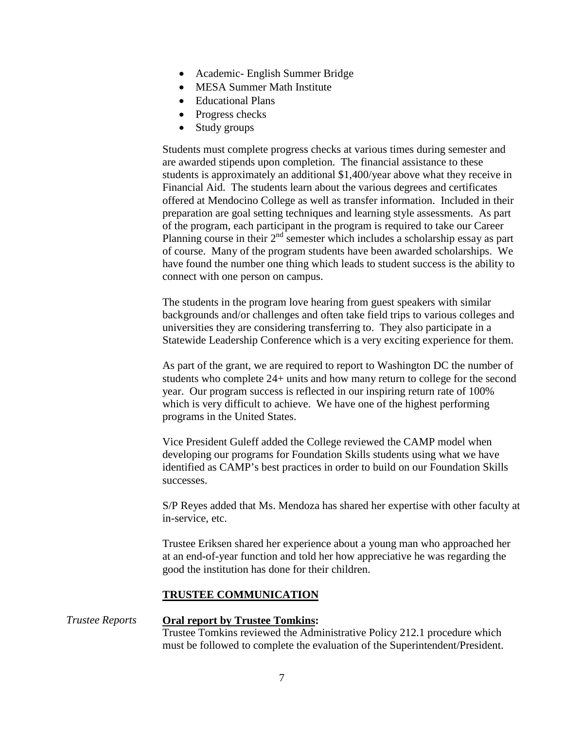- Academic- English Summer Bridge
- MESA Summer Math Institute
- Educational Plans
- Progress checks
- Study groups

Students must complete progress checks at various times during semester and are awarded stipends upon completion. The financial assistance to these students is approximately an additional $1,400/year above what they receive in Financial Aid. The students learn about the various degrees and certificates offered at Mendocino College as well as transfer information. Included in their preparation are goal setting techniques and learning style assessments. As part of the program, each participant in the program is required to take our Career Planning course in their 2nd semester which includes a scholarship essay as part of course. Many of the program students have been awarded scholarships. We have found the number one thing which leads to student success is the ability to connect with one person on campus.

The students in the program love hearing from guest speakers with similar backgrounds and/or challenges and often take field trips to various colleges and universities they are considering transferring to. They also participate in a Statewide Leadership Conference which is a very exciting experience for them.

As part of the grant, we are required to report to Washington DC the number of students who complete 24+ units and how many return to college for the second year. Our program success is reflected in our inspiring return rate of 100% which is very difficult to achieve. We have one of the highest performing programs in the United States.

Vice President Guleff added the College reviewed the CAMP model when developing our programs for Foundation Skills students using what we have identified as CAMP's best practices in order to build on our Foundation Skills successes.

S/P Reyes added that Ms. Mendoza has shared her expertise with other faculty at in-service, etc.

Trustee Eriksen shared her experience about a young man who approached her at an end-of-year function and told her how appreciative he was regarding the good the institution has done for their children.

## TRUSTEE COMMUNICATION

*Trustee Reports*

**Oral report by Trustee Tomkins:**
Trustee Tomkins reviewed the Administrative Policy 212.1 procedure which must be followed to complete the evaluation of the Superintendent/President.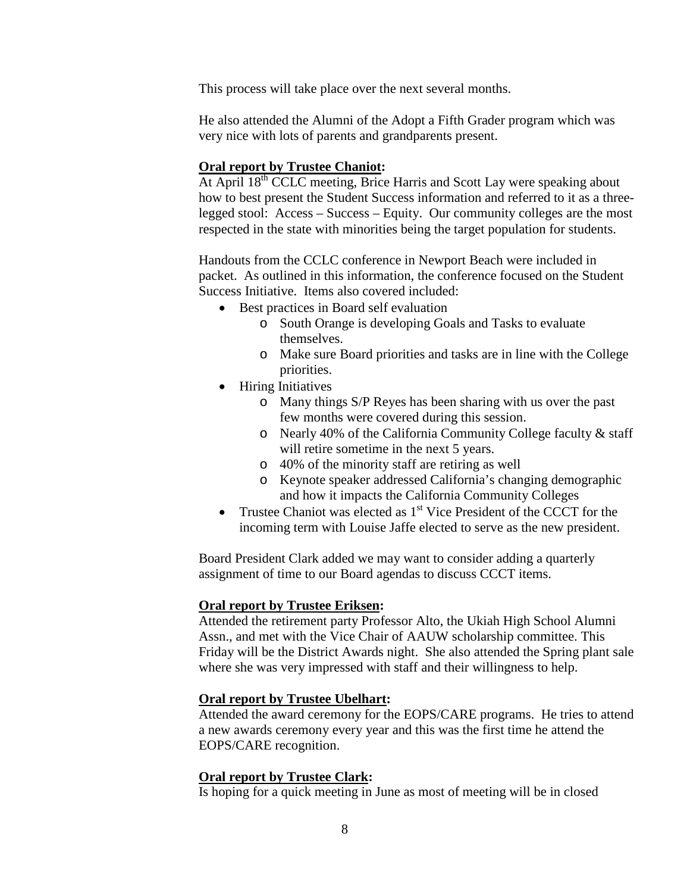This process will take place over the next several months.

He also attended the Alumni of the Adopt a Fifth Grader program which was very nice with lots of parents and grandparents present.

**Oral report by Trustee Chaniot:**

At April 18th CCLC meeting, Brice Harris and Scott Lay were speaking about how to best present the Student Success information and referred to it as a three-legged stool: Access – Success – Equity. Our community colleges are the most respected in the state with minorities being the target population for students.

Handouts from the CCLC conference in Newport Beach were included in packet. As outlined in this information, the conference focused on the Student Success Initiative. Items also covered included:

- Best practices in Board self evaluation
  - South Orange is developing Goals and Tasks to evaluate themselves.
  - Make sure Board priorities and tasks are in line with the College priorities.
- Hiring Initiatives
  - Many things S/P Reyes has been sharing with us over the past few months were covered during this session.
  - Nearly 40% of the California Community College faculty & staff will retire sometime in the next 5 years.
  - 40% of the minority staff are retiring as well
  - Keynote speaker addressed California's changing demographic and how it impacts the California Community Colleges
- Trustee Chaniot was elected as 1st Vice President of the CCCT for the incoming term with Louise Jaffe elected to serve as the new president.

Board President Clark added we may want to consider adding a quarterly assignment of time to our Board agendas to discuss CCCT items.

**Oral report by Trustee Eriksen:**

Attended the retirement party Professor Alto, the Ukiah High School Alumni Assn., and met with the Vice Chair of AAUW scholarship committee. This Friday will be the District Awards night. She also attended the Spring plant sale where she was very impressed with staff and their willingness to help.

**Oral report by Trustee Ubelhart:**

Attended the award ceremony for the EOPS/CARE programs. He tries to attend a new awards ceremony every year and this was the first time he attend the EOPS/CARE recognition.

**Oral report by Trustee Clark:**

Is hoping for a quick meeting in June as most of meeting will be in closed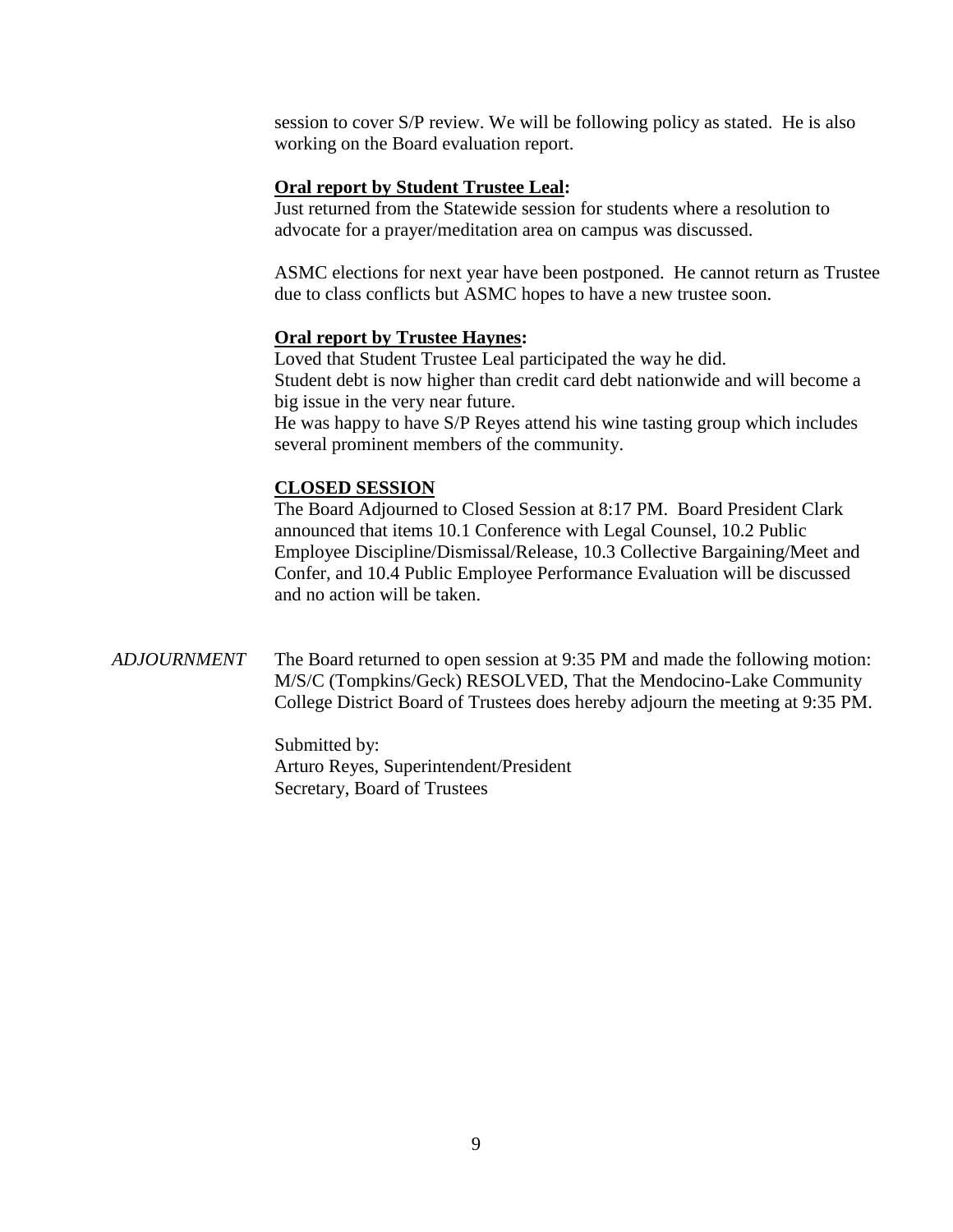session to cover S/P review. We will be following policy as stated. He is also working on the Board evaluation report.

**Oral report by Student Trustee Leal:**
Just returned from the Statewide session for students where a resolution to advocate for a prayer/meditation area on campus was discussed.

ASMC elections for next year have been postponed. He cannot return as Trustee due to class conflicts but ASMC hopes to have a new trustee soon.

**Oral report by Trustee Haynes:**
Loved that Student Trustee Leal participated the way he did.
Student debt is now higher than credit card debt nationwide and will become a big issue in the very near future.
He was happy to have S/P Reyes attend his wine tasting group which includes several prominent members of the community.

**CLOSED SESSION**
The Board Adjourned to Closed Session at 8:17 PM. Board President Clark announced that items 10.1 Conference with Legal Counsel, 10.2 Public Employee Discipline/Dismissal/Release, 10.3 Collective Bargaining/Meet and Confer, and 10.4 Public Employee Performance Evaluation will be discussed and no action will be taken.

*ADJOURNMENT*

The Board returned to open session at 9:35 PM and made the following motion: M/S/C (Tompkins/Geck) RESOLVED, That the Mendocino-Lake Community College District Board of Trustees does hereby adjourn the meeting at 9:35 PM.

Submitted by:
Arturo Reyes, Superintendent/President
Secretary, Board of Trustees